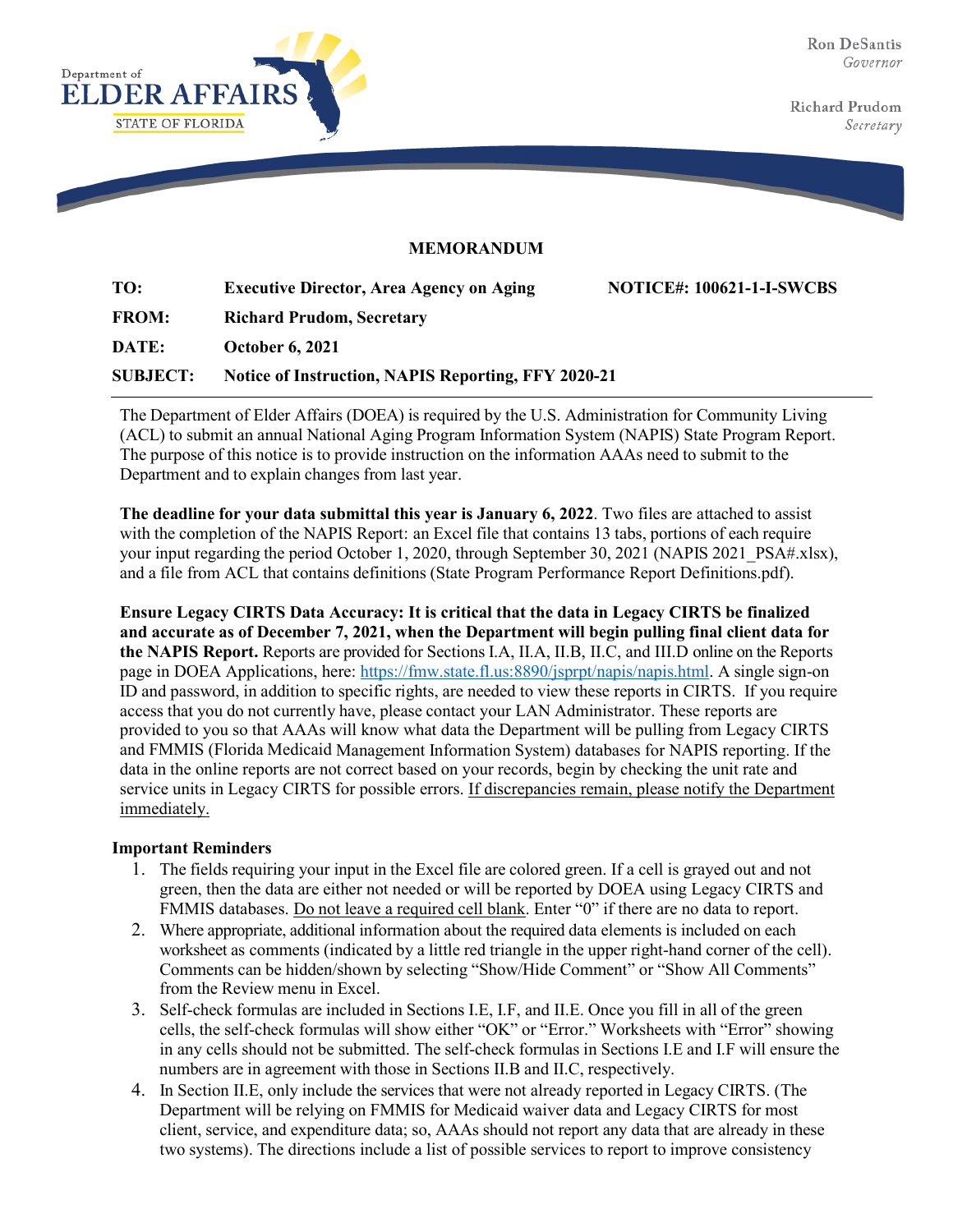Department of
**ELDER AFFAIRS**
STATE OF FLORIDA

Ron DeSantis
*Governor*

Richard Prudom
*Secretary*

# MEMORANDUM

| | | |
|---|---|---|
| **TO:** | **Executive Director, Area Agency on Aging** | **NOTICE#: 100621-1-I-SWCBS** |
| **FROM:** | **Richard Prudom, Secretary** | |
| **DATE:** | **October 6, 2021** | |
| **SUBJECT:** | **Notice of Instruction, NAPIS Reporting, FFY 2020-21** | |

The Department of Elder Affairs (DOEA) is required by the U.S. Administration for Community Living (ACL) to submit an annual National Aging Program Information System (NAPIS) State Program Report. The purpose of this notice is to provide instruction on the information AAAs need to submit to the Department and to explain changes from last year.

**The deadline for your data submittal this year is January 6, 2022**. Two files are attached to assist with the completion of the NAPIS Report: an Excel file that contains 13 tabs, portions of each require your input regarding the period October 1, 2020, through September 30, 2021 (NAPIS 2021_PSA#.xlsx), and a file from ACL that contains definitions (State Program Performance Report Definitions.pdf).

**Ensure Legacy CIRTS Data Accuracy: It is critical that the data in Legacy CIRTS be finalized and accurate as of December 7, 2021, when the Department will begin pulling final client data for the NAPIS Report.** Reports are provided for Sections I.A, II.A, II.B, II.C, and III.D online on the Reports page in DOEA Applications, here: https://fmw.state.fl.us:8890/jsprpt/napis/napis.html. A single sign-on ID and password, in addition to specific rights, are needed to view these reports in CIRTS. If you require access that you do not currently have, please contact your LAN Administrator. These reports are provided to you so that AAAs will know what data the Department will be pulling from Legacy CIRTS and FMMIS (Florida Medicaid Management Information System) databases for NAPIS reporting. If the data in the online reports are not correct based on your records, begin by checking the unit rate and service units in Legacy CIRTS for possible errors. <u>If discrepancies remain, please notify the Department immediately.</u>

**Important Reminders**

1. The fields requiring your input in the Excel file are colored green. If a cell is grayed out and not green, then the data are either not needed or will be reported by DOEA using Legacy CIRTS and FMMIS databases. <u>Do not leave a required cell blank</u>. Enter "0" if there are no data to report.
2. Where appropriate, additional information about the required data elements is included on each worksheet as comments (indicated by a little red triangle in the upper right-hand corner of the cell). Comments can be hidden/shown by selecting "Show/Hide Comment" or "Show All Comments" from the Review menu in Excel.
3. Self-check formulas are included in Sections I.E, I.F, and II.E. Once you fill in all of the green cells, the self-check formulas will show either "OK" or "Error." Worksheets with "Error" showing in any cells should not be submitted. The self-check formulas in Sections I.E and I.F will ensure the numbers are in agreement with those in Sections II.B and II.C, respectively.
4. In Section II.E, only include the services that were not already reported in Legacy CIRTS. (The Department will be relying on FMMIS for Medicaid waiver data and Legacy CIRTS for most client, service, and expenditure data; so, AAAs should not report any data that are already in these two systems). The directions include a list of possible services to report to improve consistency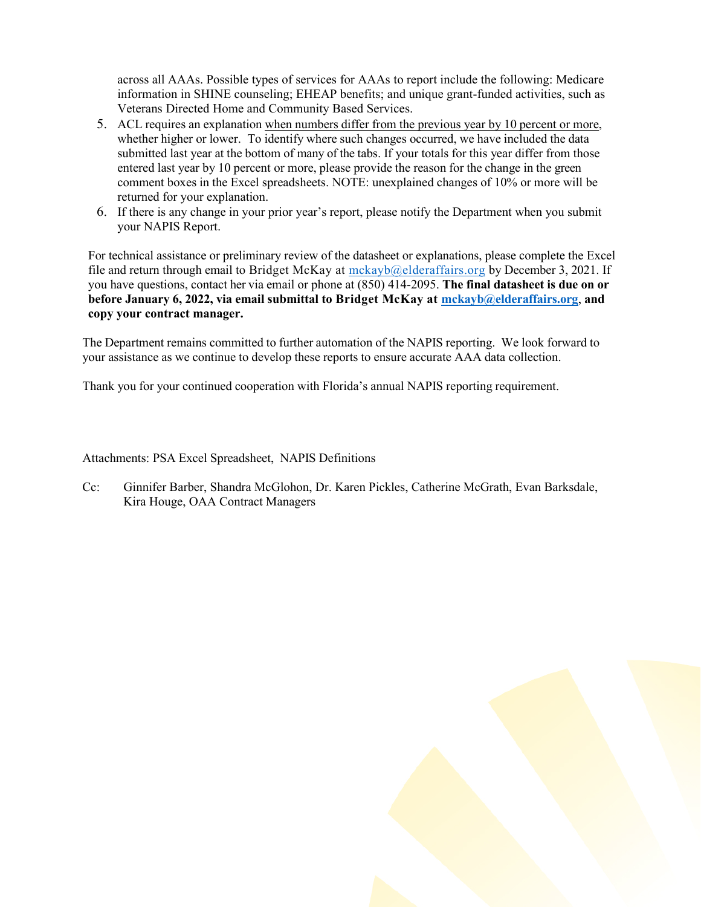across all AAAs. Possible types of services for AAAs to report include the following: Medicare information in SHINE counseling; EHEAP benefits; and unique grant-funded activities, such as Veterans Directed Home and Community Based Services.

5. ACL requires an explanation <u>when numbers differ from the previous year by 10 percent or more</u>, whether higher or lower. To identify where such changes occurred, we have included the data submitted last year at the bottom of many of the tabs. If your totals for this year differ from those entered last year by 10 percent or more, please provide the reason for the change in the green comment boxes in the Excel spreadsheets. NOTE: unexplained changes of 10% or more will be returned for your explanation.
6. If there is any change in your prior year's report, please notify the Department when you submit your NAPIS Report.

For technical assistance or preliminary review of the datasheet or explanations, please complete the Excel file and return through email to Bridget McKay at mckayb@elderaffairs.org by December 3, 2021. If you have questions, contact her via email or phone at (850) 414-2095. **The final datasheet is due on or before January 6, 2022, via email submittal to Bridget McKay at mckayb@elderaffairs.org, and copy your contract manager.**

The Department remains committed to further automation of the NAPIS reporting. We look forward to your assistance as we continue to develop these reports to ensure accurate AAA data collection.

Thank you for your continued cooperation with Florida's annual NAPIS reporting requirement.

Attachments: PSA Excel Spreadsheet, NAPIS Definitions

Cc: Ginnifer Barber, Shandra McGlohon, Dr. Karen Pickles, Catherine McGrath, Evan Barksdale, Kira Houge, OAA Contract Managers